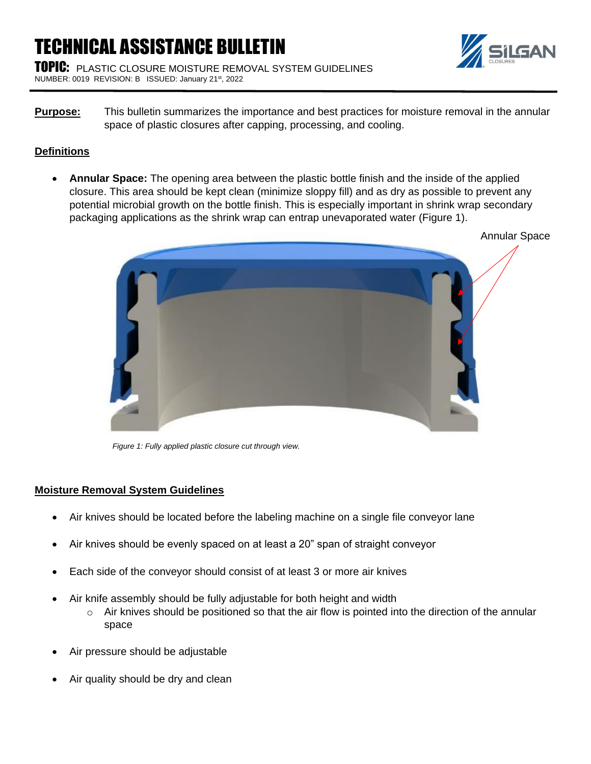# TECHNICAL ASSISTANCE BULLETIN

**TOPIC:** PLASTIC CLOSURE MOISTURE REMOVAL SYSTEM GUIDELINES

NUMBER: 0019 REVISION: B ISSUED: January 21st, 2022

**Purpose:** This bulletin summarizes the importance and best practices for moisture removal in the annular space of plastic closures after capping, processing, and cooling.

## Definitions

- **Annular Space:** The opening area between the plastic bottle finish and the inside of the applied closure. This area should be kept clean (minimize sloppy fill) and as dry as possible to prevent any potential microbial growth on the bottle finish. This is especially important in shrink wrap secondary packaging applications as the shrink wrap can entrap unevaporated water (Figure 1).

Annular Space

*Figure 1: Fully applied plastic closure cut through view.*

## Moisture Removal System Guidelines

- Air knives should be located before the labeling machine on a single file conveyor lane
- Air knives should be evenly spaced on at least a 20" span of straight conveyor
- Each side of the conveyor should consist of at least 3 or more air knives
- Air knife assembly should be fully adjustable for both height and width
  - Air knives should be positioned so that the air flow is pointed into the direction of the annular space
- Air pressure should be adjustable
- Air quality should be dry and clean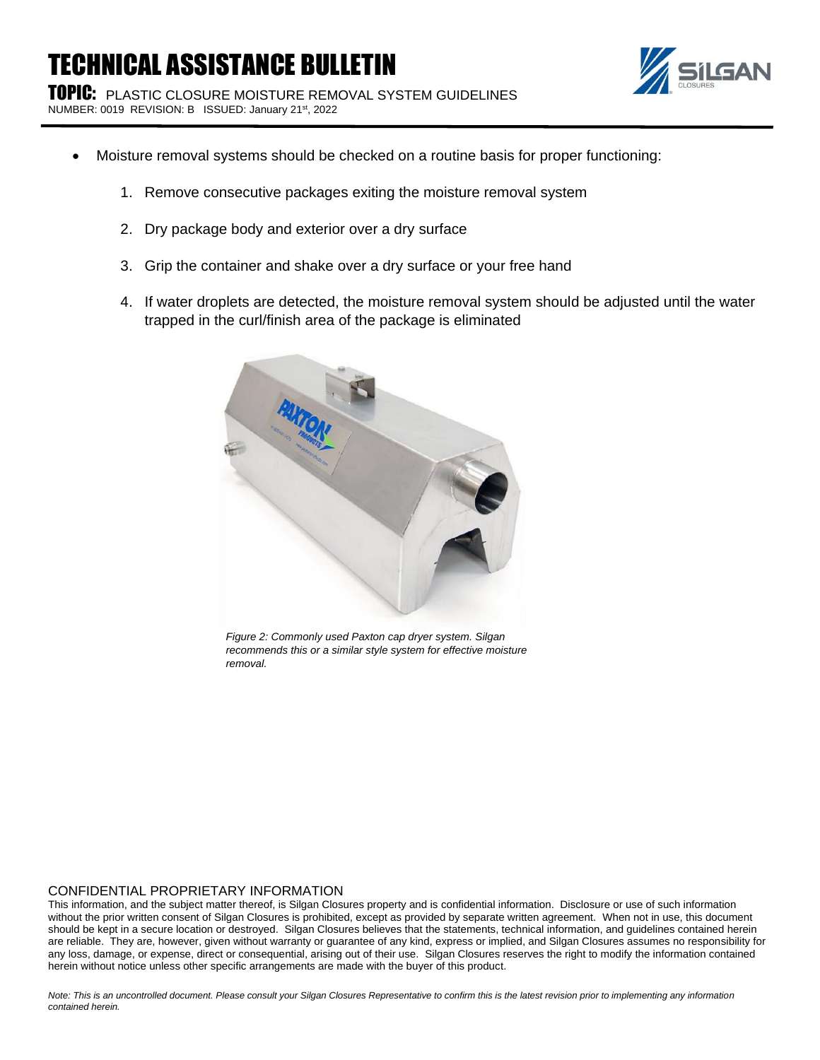- Moisture removal systems should be checked on a routine basis for proper functioning:

    1. Remove consecutive packages exiting the moisture removal system

    2. Dry package body and exterior over a dry surface

    3. Grip the container and shake over a dry surface or your free hand

    4. If water droplets are detected, the moisture removal system should be adjusted until the water trapped in the curl/finish area of the package is eliminated

*Figure 2: Commonly used Paxton cap dryer system. Silgan recommends this or a similar style system for effective moisture removal.*

CONFIDENTIAL PROPRIETARY INFORMATION

This information, and the subject matter thereof, is Silgan Closures property and is confidential information. Disclosure or use of such information without the prior written consent of Silgan Closures is prohibited, except as provided by separate written agreement. When not in use, this document should be kept in a secure location or destroyed. Silgan Closures believes that the statements, technical information, and guidelines contained herein are reliable. They are, however, given without warranty or guarantee of any kind, express or implied, and Silgan Closures assumes no responsibility for any loss, damage, or expense, direct or consequential, arising out of their use. Silgan Closures reserves the right to modify the information contained herein without notice unless other specific arrangements are made with the buyer of this product.

*Note: This is an uncontrolled document. Please consult your Silgan Closures Representative to confirm this is the latest revision prior to implementing any information contained herein.*